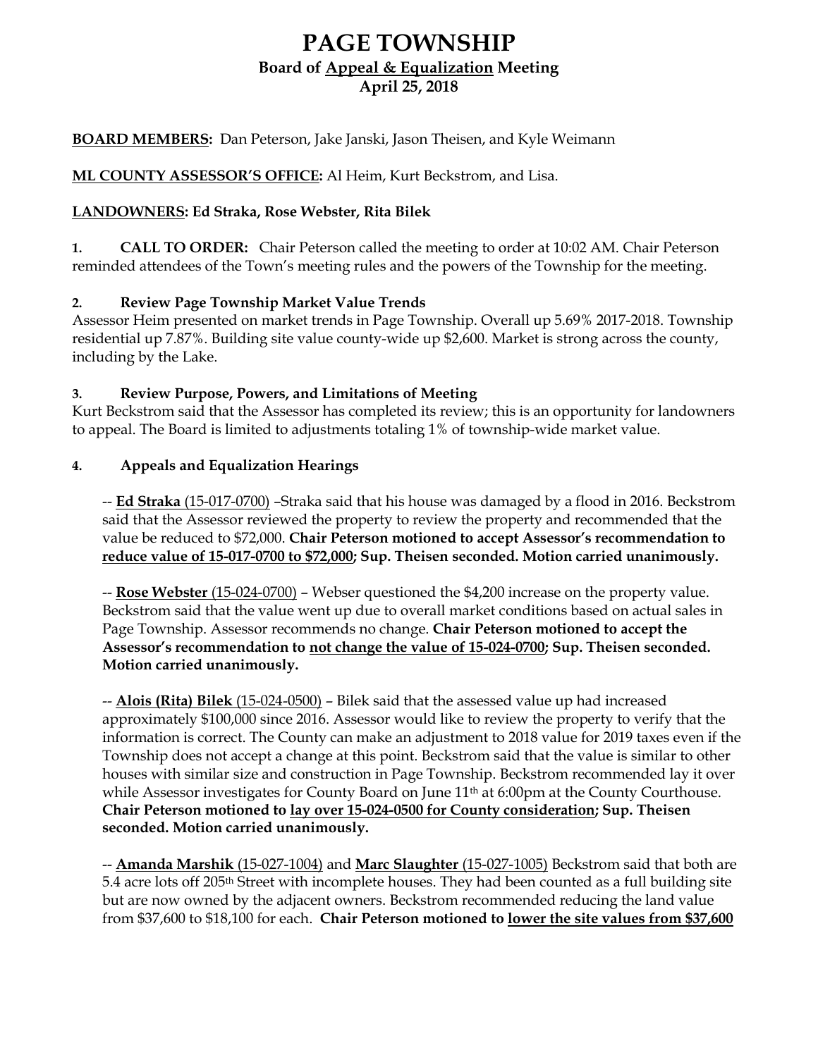# PAGE TOWNSHIP

## Board of Appeal & Equalization Meeting

## April 25, 2018

**BOARD MEMBERS:** Dan Peterson, Jake Janski, Jason Theisen, and Kyle Weimann

**ML COUNTY ASSESSOR'S OFFICE:** Al Heim, Kurt Beckstrom, and Lisa.

**LANDOWNERS: Ed Straka, Rose Webster, Rita Bilek**

**1. CALL TO ORDER:** Chair Peterson called the meeting to order at 10:02 AM. Chair Peterson reminded attendees of the Town's meeting rules and the powers of the Township for the meeting.

**2. Review Page Township Market Value Trends**

Assessor Heim presented on market trends in Page Township. Overall up 5.69% 2017-2018. Township residential up 7.87%. Building site value county-wide up $2,600. Market is strong across the county, including by the Lake.

**3. Review Purpose, Powers, and Limitations of Meeting**

Kurt Beckstrom said that the Assessor has completed its review; this is an opportunity for landowners to appeal. The Board is limited to adjustments totaling 1% of township-wide market value.

**4. Appeals and Equalization Hearings**

-- **Ed Straka** (15-017-0700) –Straka said that his house was damaged by a flood in 2016. Beckstrom said that the Assessor reviewed the property to review the property and recommended that the value be reduced to $72,000. **Chair Peterson motioned to accept Assessor's recommendation to reduce value of 15-017-0700 to $72,000; Sup. Theisen seconded. Motion carried unanimously.**

-- **Rose Webster** (15-024-0700) – Webser questioned the $4,200 increase on the property value. Beckstrom said that the value went up due to overall market conditions based on actual sales in Page Township. Assessor recommends no change. **Chair Peterson motioned to accept the Assessor's recommendation to not change the value of 15-024-0700; Sup. Theisen seconded. Motion carried unanimously.**

-- **Alois (Rita) Bilek** (15-024-0500) – Bilek said that the assessed value up had increased approximately $100,000 since 2016. Assessor would like to review the property to verify that the information is correct. The County can make an adjustment to 2018 value for 2019 taxes even if the Township does not accept a change at this point. Beckstrom said that the value is similar to other houses with similar size and construction in Page Township. Beckstrom recommended lay it over while Assessor investigates for County Board on June 11th at 6:00pm at the County Courthouse. **Chair Peterson motioned to lay over 15-024-0500 for County consideration; Sup. Theisen seconded. Motion carried unanimously.**

-- **Amanda Marshik** (15-027-1004) and **Marc Slaughter** (15-027-1005) Beckstrom said that both are 5.4 acre lots off 205th Street with incomplete houses. They had been counted as a full building site but are now owned by the adjacent owners. Beckstrom recommended reducing the land value from $37,600 to $18,100 for each. **Chair Peterson motioned to lower the site values from $37,600**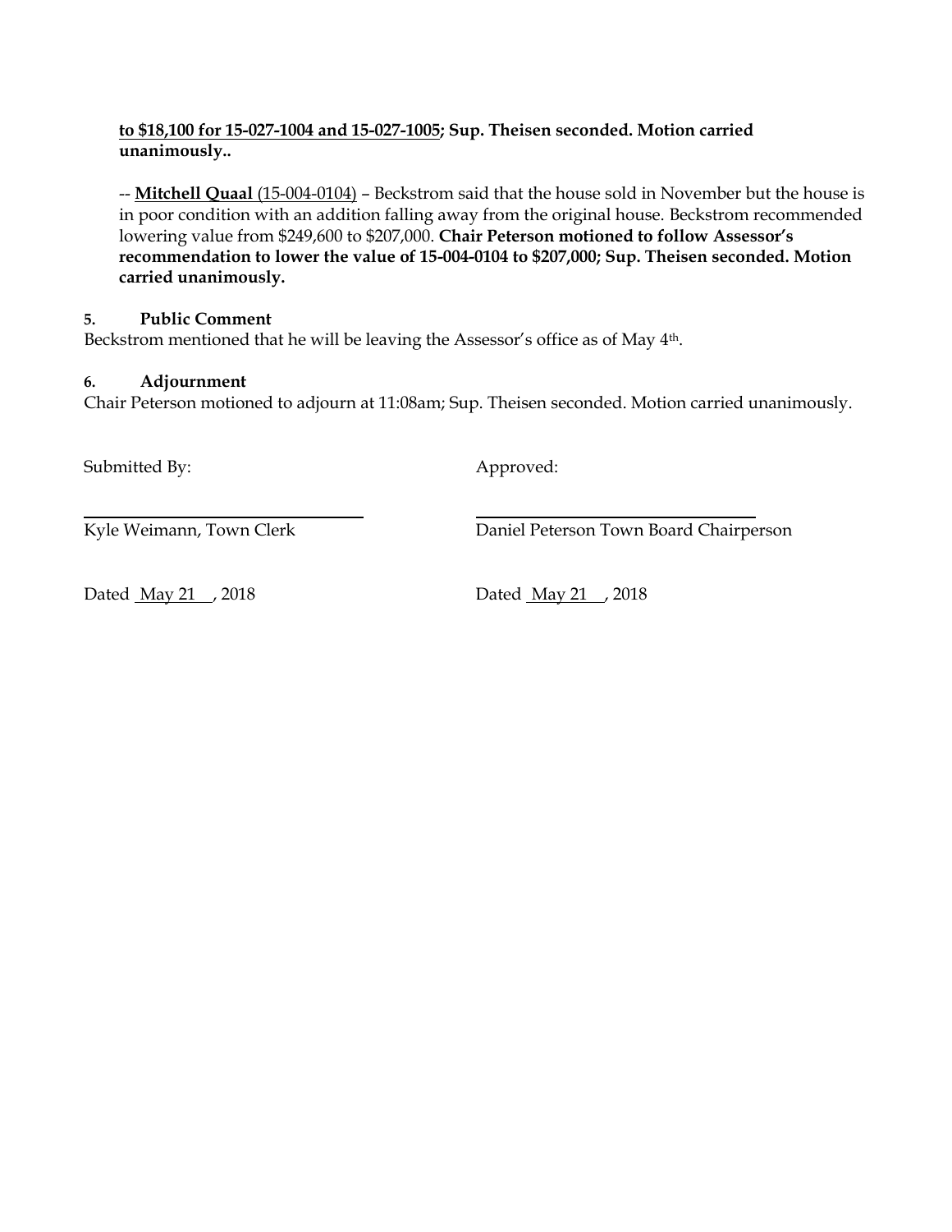**to $18,100 for 15-027-1004 and 15-027-1005; Sup. Theisen seconded. Motion carried unanimously..**

-- **Mitchell Quaal** (15-004-0104) – Beckstrom said that the house sold in November but the house is in poor condition with an addition falling away from the original house. Beckstrom recommended lowering value from $249,600 to $207,000. **Chair Peterson motioned to follow Assessor's recommendation to lower the value of 15-004-0104 to $207,000; Sup. Theisen seconded. Motion carried unanimously.**

**5. Public Comment**

Beckstrom mentioned that he will be leaving the Assessor's office as of May 4th.

**6. Adjournment**

Chair Peterson motioned to adjourn at 11:08am; Sup. Theisen seconded. Motion carried unanimously.

Submitted By:

Kyle Weimann, Town Clerk

Dated May 21 , 2018

Approved:

Daniel Peterson Town Board Chairperson

Dated May 21 , 2018